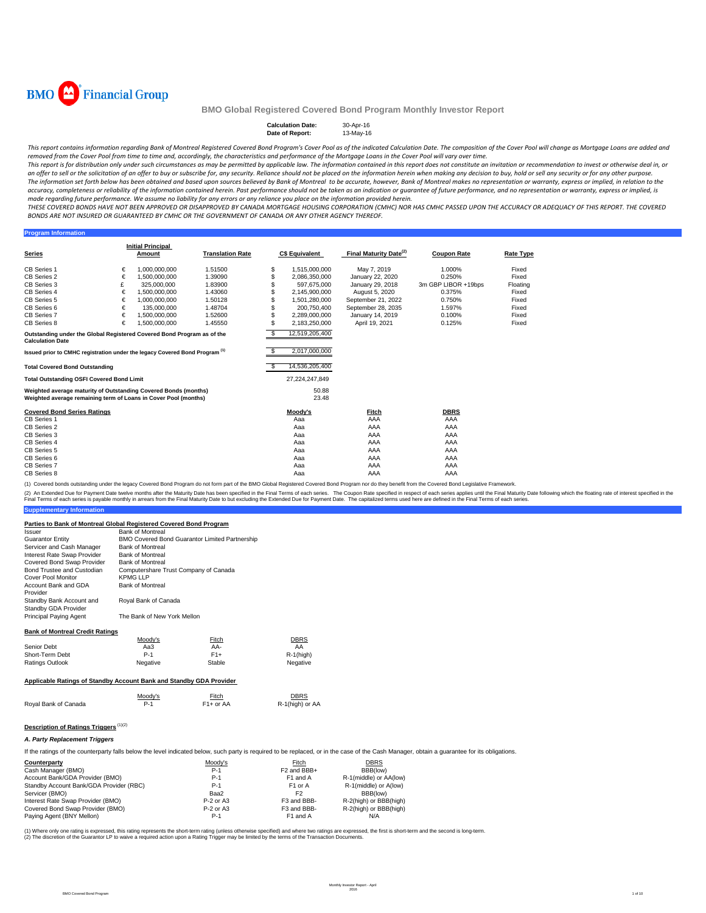BMO Financial Group

# BMO Global Registered Covered Bond Program Monthly Investor Report

**Calculation Date:** 30-Apr-16
**Date of Report:** 13-May-16

*This report contains information regarding Bank of Montreal Registered Covered Bond Program's Cover Pool as of the indicated Calculation Date. The composition of the Cover Pool will change as Mortgage Loans are added and removed from the Cover Pool from time to time and, accordingly, the characteristics and performance of the Mortgage Loans in the Cover Pool will vary over time.*

*This report is for distribution only under such circumstances as may be permitted by applicable law. The information contained in this report does not constitute an invitation or recommendation to invest or otherwise deal in, or an offer to sell or the solicitation of an offer to buy or subscribe for, any security. Reliance should not be placed on the information herein when making any decision to buy, hold or sell any security or for any other purpose. The information set forth below has been obtained and based upon sources believed by Bank of Montreal to be accurate, however, Bank of Montreal makes no representation or warranty, express or implied, in relation to the accuracy, completeness or reliability of the information contained herein. Past performance should not be taken as an indication or guarantee of future performance, and no representation or warranty, express or implied, is made regarding future performance. We assume no liability for any errors or any reliance you place on the information provided herein.*

*THESE COVERED BONDS HAVE NOT BEEN APPROVED OR DISAPPROVED BY CANADA MORTGAGE HOUSING CORPORATION (CMHC) NOR HAS CMHC PASSED UPON THE ACCURACY OR ADEQUACY OF THIS REPORT. THE COVERED BONDS ARE NOT INSURED OR GUARANTEED BY CMHC OR THE GOVERNMENT OF CANADA OR ANY OTHER AGENCY THEREOF.*

## Program Information

| Series | | Initial Principal Amount | Translation Rate | | C$ Equivalent | Final Maturity Date[2] | Coupon Rate | Rate Type |
|---|---|---|---|---|---|---|---|---|
| CB Series 1 | € | 1,000,000,000 | 1.51500 | $ | 1,515,000,000 | May 7, 2019 | 1.000% | Fixed |
| CB Series 2 | € | 1,500,000,000 | 1.39090 | $ | 2,086,350,000 | January 22, 2020 | 0.250% | Fixed |
| CB Series 3 | £ | 325,000,000 | 1.83900 | $ | 597,675,000 | January 29, 2018 | 3m GBP LIBOR +19bps | Floating |
| CB Series 4 | € | 1,500,000,000 | 1.43060 | $ | 2,145,900,000 | August 5, 2020 | 0.375% | Fixed |
| CB Series 5 | € | 1,000,000,000 | 1.50128 | $ | 1,501,280,000 | September 21, 2022 | 0.750% | Fixed |
| CB Series 6 | € | 135,000,000 | 1.48704 | $ | 200,750,400 | September 28, 2035 | 1.597% | Fixed |
| CB Series 7 | € | 1,500,000,000 | 1.52600 | $ | 2,289,000,000 | January 14, 2019 | 0.100% | Fixed |
| CB Series 8 | € | 1,500,000,000 | 1.45550 | $ | 2,183,250,000 | April 19, 2021 | 0.125% | Fixed |

| | | |
|---|---|---|
| Outstanding under the Global Registered Covered Bond Program as of the Calculation Date | $ | 12,519,205,400 |
| Issued prior to CMHC registration under the legacy Covered Bond Program [1] | $ | 2,017,000,000 |
| **Total Covered Bond Outstanding** | $ | 14,536,205,400 |
| **Total Outstanding OSFI Covered Bond Limit** | | 27,224,247,849 |
| Weighted average maturity of Outstanding Covered Bonds (months) | | 50.88 |
| Weighted average remaining term of Loans in Cover Pool (months) | | 23.48 |

| Covered Bond Series Ratings | Moody's | Fitch | DBRS |
|---|---|---|---|
| CB Series 1 | Aaa | AAA | AAA |
| CB Series 2 | Aaa | AAA | AAA |
| CB Series 3 | Aaa | AAA | AAA |
| CB Series 4 | Aaa | AAA | AAA |
| CB Series 5 | Aaa | AAA | AAA |
| CB Series 6 | Aaa | AAA | AAA |
| CB Series 7 | Aaa | AAA | AAA |
| CB Series 8 | Aaa | AAA | AAA |

(1) Covered bonds outstanding under the legacy Covered Bond Program do not form part of the BMO Global Registered Covered Bond Program nor do they benefit from the Covered Bond Legislative Framework.

(2) An Extended Due for Payment Date twelve months after the Maturity Date has been specified in the Final Terms of each series. The Coupon Rate specified in respect of each series applies until the Final Maturity Date following which the floating rate of interest specified in the Final Terms of each series is payable monthly in arrears from the Final Maturity Date to but excluding the Extended Due for Payment Date. The capitalized terms used here are defined in the Final Terms of each series.

## Supplementary Information

### Parties to Bank of Montreal Global Registered Covered Bond Program

| | |
|---|---|
| Issuer | Bank of Montreal |
| Guarantor Entity | BMO Covered Bond Guarantor Limited Partnership |
| Servicer and Cash Manager | Bank of Montreal |
| Interest Rate Swap Provider | Bank of Montreal |
| Covered Bond Swap Provider | Bank of Montreal |
| Bond Trustee and Custodian | Computershare Trust Company of Canada |
| Cover Pool Monitor | KPMG LLP |
| Account Bank and GDA Provider | Bank of Montreal |
| Standby Bank Account and Standby GDA Provider | Royal Bank of Canada |
| Principal Paying Agent | The Bank of New York Mellon |

### Bank of Montreal Credit Ratings

| | Moody's | Fitch | DBRS |
|---|---|---|---|
| Senior Debt | Aa3 | AA- | AA |
| Short-Term Debt | P-1 | F1+ | R-1(high) |
| Ratings Outlook | Negative | Stable | Negative |

### Applicable Ratings of Standby Account Bank and Standby GDA Provider

| | Moody's | Fitch | DBRS |
|---|---|---|---|
| Royal Bank of Canada | P-1 | F1+ or AA | R-1(high) or AA |

### Description of Ratings Triggers [1][2]

#### *A. Party Replacement Triggers*

If the ratings of the counterparty falls below the level indicated below, such party is required to be replaced, or in the case of the Cash Manager, obtain a guarantee for its obligations.

| Counterparty | Moody's | Fitch | DBRS |
|---|---|---|---|
| Cash Manager (BMO) | P-1 | F2 and BBB+ | BBB(low) |
| Account Bank/GDA Provider (BMO) | P-1 | F1 and A | R-1(middle) or AA(low) |
| Standby Account Bank/GDA Provider (RBC) | P-1 | F1 or A | R-1(middle) or A(low) |
| Servicer (BMO) | Baa2 | F2 | BBB(low) |
| Interest Rate Swap Provider (BMO) | P-2 or A3 | F3 and BBB- | R-2(high) or BBB(high) |
| Covered Bond Swap Provider (BMO) | P-2 or A3 | F3 and BBB- | R-2(high) or BBB(high) |
| Paying Agent (BNY Mellon) | P-1 | F1 and A | N/A |

(1) Where only one rating is expressed, this rating represents the short-term rating (unless otherwise specified) and where two ratings are expressed, the first is short-term and the second is long-term.
(2) The discretion of the Guarantor LP to waive a required action upon a Rating Trigger may be limited by the terms of the Transaction Documents.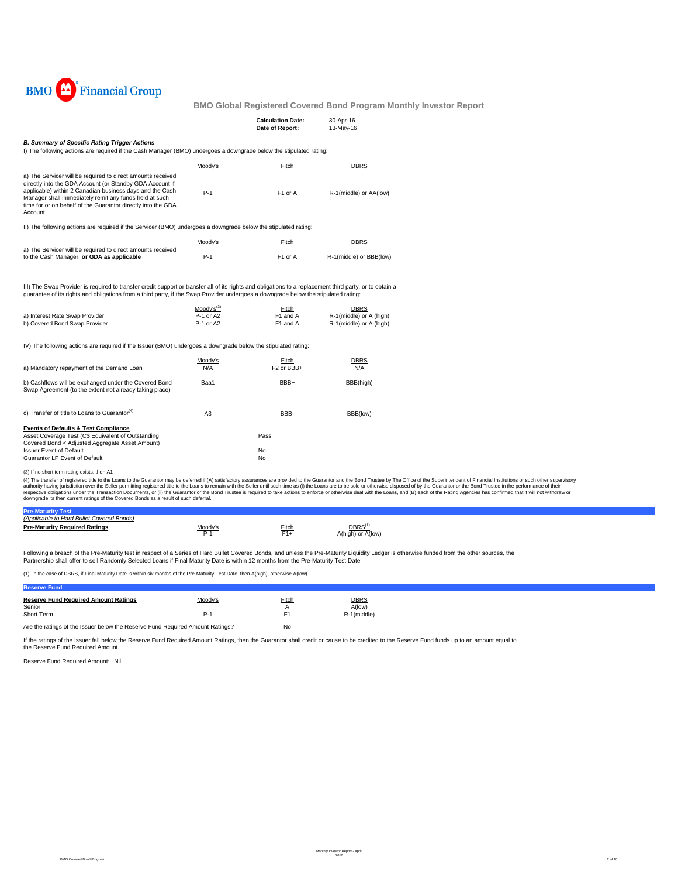BMO Financial Group

## BMO Global Registered Covered Bond Program Monthly Investor Report

**Calculation Date:** 30-Apr-16
**Date of Report:** 13-May-16

### *B. Summary of Specific Rating Trigger Actions*

I) The following actions are required if the Cash Manager (BMO) undergoes a downgrade below the stipulated rating:

| | Moody's | Fitch | DBRS |
|---|---|---|---|
| a) The Servicer will be required to direct amounts received directly into the GDA Account (or Standby GDA Account if applicable) within 2 Canadian business days and the Cash Manager shall immediately remit any funds held at such time for or on behalf of the Guarantor directly into the GDA Account | P-1 | F1 or A | R-1(middle) or AA(low) |

II) The following actions are required if the Servicer (BMO) undergoes a downgrade below the stipulated rating:

| | Moody's | Fitch | DBRS |
|---|---|---|---|
| a) The Servicer will be required to direct amounts received to the Cash Manager, **or GDA as applicable** | P-1 | F1 or A | R-1(middle) or BBB(low) |

III) The Swap Provider is required to transfer credit support or transfer all of its rights and obligations to a replacement third party, or to obtain a guarantee of its rights and obligations from a third party, if the Swap Provider undergoes a downgrade below the stipulated rating:

| | Moody's[3] | Fitch | DBRS |
|---|---|---|---|
| a) Interest Rate Swap Provider | P-1 or A2 | F1 and A | R-1(middle) or A (high) |
| b) Covered Bond Swap Provider | P-1 or A2 | F1 and A | R-1(middle) or A (high) |

IV) The following actions are required if the Issuer (BMO) undergoes a downgrade below the stipulated rating:

| | Moody's | Fitch | DBRS |
|---|---|---|---|
| a) Mandatory repayment of the Demand Loan | N/A | F2 or BBB+ | N/A |
| b) Cashflows will be exchanged under the Covered Bond Swap Agreement (to the extent not already taking place) | Baa1 | BBB+ | BBB(high) |
| c) Transfer of title to Loans to Guarantor[4] | A3 | BBB- | BBB(low) |

**Events of Defaults & Test Compliance**

| | |
|---|---|
| Asset Coverage Test (C$ Equivalent of Outstanding Covered Bond < Adjusted Aggregate Asset Amount) | Pass |
| Issuer Event of Default | No |
| Guarantor LP Event of Default | No |

(3) If no short term rating exists, then A1

(4) The transfer of registered title to the Loans to the Guarantor may be deferred if (A) satisfactory assurances are provided to the Guarantor and the Bond Trustee by The Office of the Superintendent of Financial Institutions or such other supervisory authority having jurisdiction over the Seller permitting registered title to the Loans to remain with the Seller until such time as (i) the Loans are to be sold or otherwise disposed of by the Guarantor or the Bond Trustee in the performance of their respective obligations under the Transaction Documents, or (ii) the Guarantor or the Bond Trustee is required to take actions to enforce or otherwise deal with the Loans, and (B) each of the Rating Agencies has confirmed that it will not withdraw or downgrade its then current ratings of the Covered Bonds as a result of such deferral.

### Pre-Maturity Test

*(Applicable to Hard Bullet Covered Bonds)*

| | Moody's | Fitch | DBRS[1] |
|---|---|---|---|
| **Pre-Maturity Required Ratings** | P-1 | F1+ | A(high) or A(low) |

Following a breach of the Pre-Maturity test in respect of a Series of Hard Bullet Covered Bonds, and unless the Pre-Maturity Liquidity Ledger is otherwise funded from the other sources, the Partnership shall offer to sell Randomly Selected Loans if Final Maturity Date is within 12 months from the Pre-Maturity Test Date

(1) In the case of DBRS, if Final Maturity Date is within six months of the Pre-Maturity Test Date, then A(high), otherwise A(low).

### Reserve Fund

| **Reserve Fund Required Amount Ratings** | Moody's | Fitch | DBRS |
|---|---|---|---|
| Senior | | A | A(low) |
| Short Term | P-1 | F1 | R-1(middle) |

Are the ratings of the Issuer below the Reserve Fund Required Amount Ratings? No

If the ratings of the Issuer fall below the Reserve Fund Required Amount Ratings, then the Guarantor shall credit or cause to be credited to the Reserve Fund funds up to an amount equal to the Reserve Fund Required Amount.

Reserve Fund Required Amount: Nil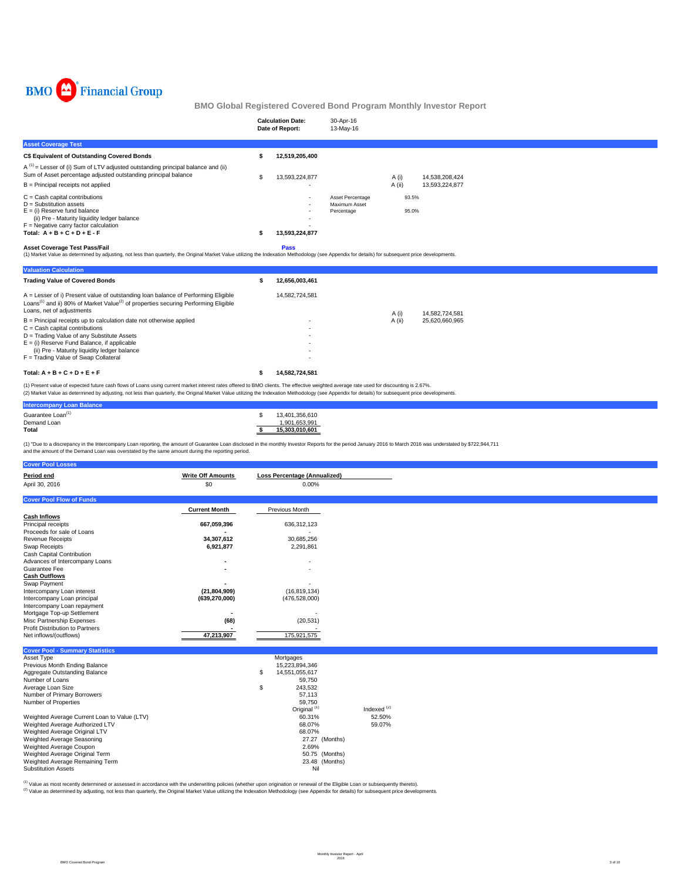BMO Financial Group

## BMO Global Registered Covered Bond Program Monthly Investor Report

| | |
|---|---|
| **Calculation Date:** | 30-Apr-16 |
| **Date of Report:** | 13-May-16 |

### Asset Coverage Test

| | | | | |
|---|---|---|---|---|
| **C$ Equivalent of Outstanding Covered Bonds** | **$ 12,519,205,400** | | | |
| A [1] = Lesser of (i) Sum of LTV adjusted outstanding principal balance and (ii) Sum of Asset percentage adjusted outstanding principal balance | $ 13,593,224,877 | | A (i) | 14,538,208,424 |
| B = Principal receipts not applied | - | | A (ii) | 13,593,224,877 |
| C = Cash capital contributions | - | Asset Percentage | 93.5% | |
| D = Substitution assets | - | Maximum Asset Percentage | 95.0% | |
| E = (i) Reserve fund balance | - | | | |
| (ii) Pre - Maturity liquidity ledger balance | - | | | |
| F = Negative carry factor calculation | - | | | |
| **Total: A + B + C + D + E - F** | **$ 13,593,224,877** | | | |

**Asset Coverage Test Pass/Fail** **Pass**

(1) Market Value as determined by adjusting, not less than quarterly, the Original Market Value utilizing the Indexation Methodology (see Appendix for details) for subsequent price developments.

### Valuation Calculation

| | | | |
|---|---|---|---|
| **Trading Value of Covered Bonds** | **$ 12,656,003,461** | | |
| A = Lesser of i) Present value of outstanding loan balance of Performing Eligible Loans[1] and ii) 80% of Market Value[2] of properties securing Performing Eligible Loans, net of adjustments | 14,582,724,581 | A (i) | 14,582,724,581 |
| B = Principal receipts up to calculation date not otherwise applied | - | A (ii) | 25,620,660,965 |
| C = Cash capital contributions | - | | |
| D = Trading Value of any Substitute Assets | - | | |
| E = (i) Reserve Fund Balance, if applicable | - | | |
| (ii) Pre - Maturity liquidity ledger balance | - | | |
| F = Trading Value of Swap Collateral | - | | |
| **Total: A + B + C + D + E + F** | **$ 14,582,724,581** | | |

(1) Present value of expected future cash flows of Loans using current market interest rates offered to BMO clients. The effective weighted average rate used for discounting is 2.67%.
(2) Market Value as determined by adjusting, not less than quarterly, the Original Market Value utilizing the Indexation Methodology (see Appendix for details) for subsequent price developments.

### Intercompany Loan Balance

| | |
|---|---|
| Guarantee Loan[1] | $ 13,401,356,610 |
| Demand Loan | 1,901,653,991 |
| **Total** | **$ 15,303,010,601** |

(1) "Due to a discrepancy in the Intercompany Loan reporting, the amount of Guarantee Loan disclosed in the monthly Investor Reports for the period January 2016 to March 2016 was understated by $722,944,711 and the amount of the Demand Loan was overstated by the same amount during the reporting period.

### Cover Pool Losses

| Period end | Write Off Amounts | Loss Percentage (Annualized) |
|---|---|---|
| April 30, 2016 | $0 | 0.00% |

### Cover Pool Flow of Funds

| | Current Month | Previous Month |
|---|---|---|
| **Cash Inflows** | | |
| Principal receipts | **667,059,396** | 636,312,123 |
| Proceeds for sale of Loans | **-** | - |
| Revenue Receipts | **34,307,612** | 30,685,256 |
| Swap Receipts | **6,921,877** | 2,291,861 |
| Cash Capital Contribution | | |
| Advances of Intercompany Loans | **-** | - |
| Guarantee Fee | **-** | - |
| **Cash Outflows** | | |
| Swap Payment | **-** | - |
| Intercompany Loan interest | **(21,804,909)** | (16,819,134) |
| Intercompany Loan principal | **(639,270,000)** | (476,528,000) |
| Intercompany Loan repayment | | |
| Mortgage Top-up Settlement | **-** | - |
| Misc Partnership Expenses | **(68)** | (20,531) |
| Profit Distribution to Partners | **-** | - |
| Net inflows/(outflows) | **47,213,907** | 175,921,575 |

### Cover Pool - Summary Statistics

| | | |
|---|---|---|
| Asset Type | Mortgages | |
| Previous Month Ending Balance | 15,223,894,346 | |
| Aggregate Outstanding Balance | $ 14,551,055,617 | |
| Number of Loans | 59,750 | |
| Average Loan Size | $ 243,532 | |
| Number of Primary Borrowers | 57,113 | |
| Number of Properties | 59,750 | |
| | Original [1] | Indexed [2] |
| Weighted Average Current Loan to Value (LTV) | 60.31% | 52.50% |
| Weighted Average Authorized LTV | 68.07% | 59.07% |
| Weighted Average Original LTV | 68.07% | |
| Weighted Average Seasoning | 27.27 (Months) | |
| Weighted Average Coupon | 2.69% | |
| Weighted Average Original Term | 50.75 (Months) | |
| Weighted Average Remaining Term | 23.48 (Months) | |
| Substitution Assets | Nil | |

[1] Value as most recently determined or assessed in accordance with the underwriting policies (whether upon origination or renewal of the Eligible Loan or subsequently thereto).
[2] Value as determined by adjusting, not less than quarterly, the Original Market Value utilizing the Indexation Methodology (see Appendix for details) for subsequent price developments.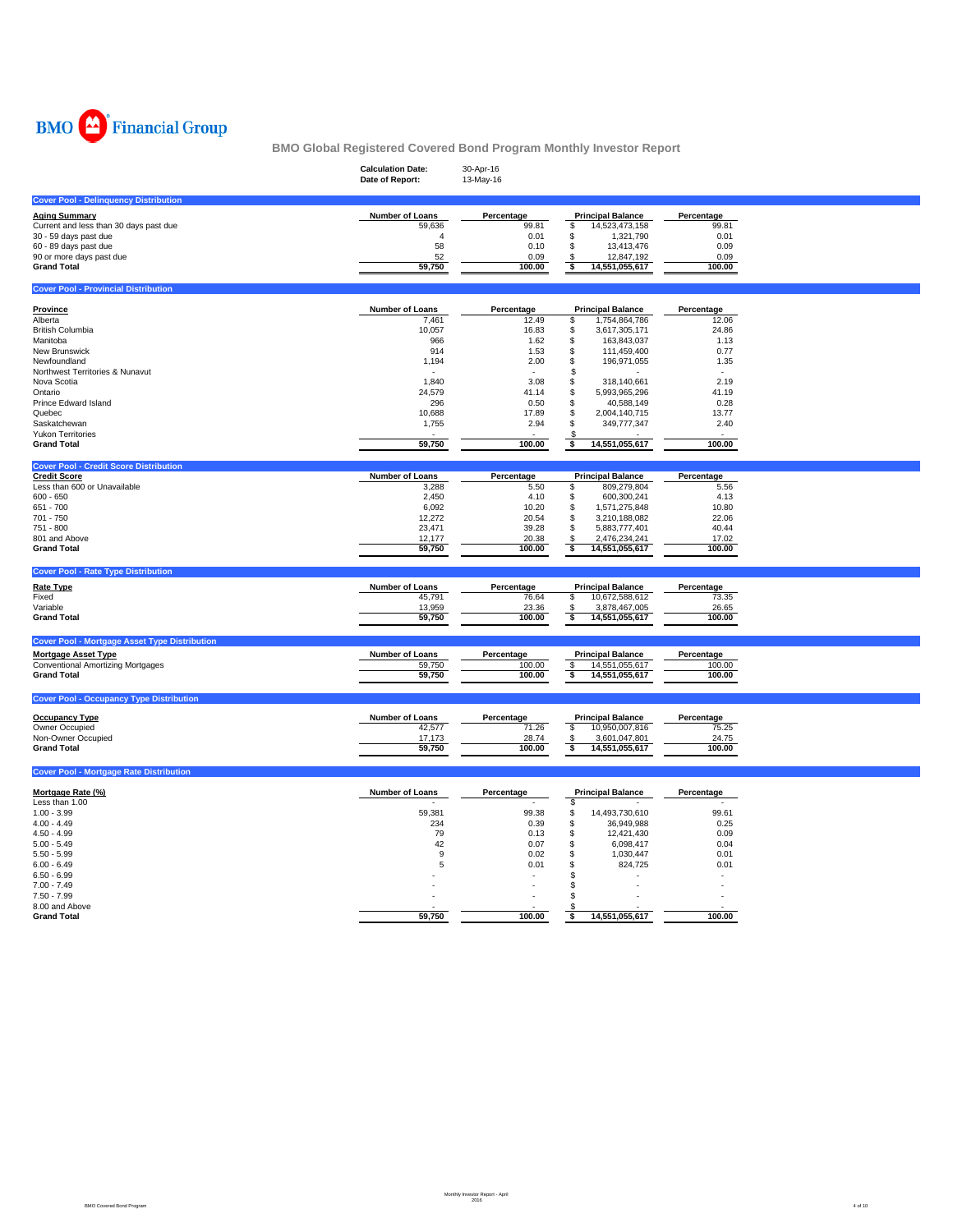BMO Financial Group

# BMO Global Registered Covered Bond Program Monthly Investor Report

**Calculation Date:** 30-Apr-16
**Date of Report:** 13-May-16

## Cover Pool - Delinquency Distribution

| Aging Summary | Number of Loans | Percentage | Principal Balance | Percentage |
|---|---|---|---|---|
| Current and less than 30 days past due | 59,636 | 99.81 | $ 14,523,473,158 | 99.81 |
| 30 - 59 days past due | 4 | 0.01 | $ 1,321,790 | 0.01 |
| 60 - 89 days past due | 58 | 0.10 | $ 13,413,476 | 0.09 |
| 90 or more days past due | 52 | 0.09 | $ 12,847,192 | 0.09 |
| **Grand Total** | **59,750** | **100.00** | **$ 14,551,055,617** | **100.00** |

## Cover Pool - Provincial Distribution

| Province | Number of Loans | Percentage | Principal Balance | Percentage |
|---|---|---|---|---|
| Alberta | 7,461 | 12.49 | $ 1,754,864,786 | 12.06 |
| British Columbia | 10,057 | 16.83 | $ 3,617,305,171 | 24.86 |
| Manitoba | 966 | 1.62 | $ 163,843,037 | 1.13 |
| New Brunswick | 914 | 1.53 | $ 111,459,400 | 0.77 |
| Newfoundland | 1,194 | 2.00 | $ 196,971,055 | 1.35 |
| Northwest Territories & Nunavut | - | - | $ - | - |
| Nova Scotia | 1,840 | 3.08 | $ 318,140,661 | 2.19 |
| Ontario | 24,579 | 41.14 | $ 5,993,965,296 | 41.19 |
| Prince Edward Island | 296 | 0.50 | $ 40,588,149 | 0.28 |
| Quebec | 10,688 | 17.89 | $ 2,004,140,715 | 13.77 |
| Saskatchewan | 1,755 | 2.94 | $ 349,777,347 | 2.40 |
| Yukon Territories | - | - | $ - | - |
| **Grand Total** | **59,750** | **100.00** | **$ 14,551,055,617** | **100.00** |

## Cover Pool - Credit Score Distribution

| Credit Score | Number of Loans | Percentage | Principal Balance | Percentage |
|---|---|---|---|---|
| Less than 600 or Unavailable | 3,288 | 5.50 | $ 809,279,804 | 5.56 |
| 600 - 650 | 2,450 | 4.10 | $ 600,300,241 | 4.13 |
| 651 - 700 | 6,092 | 10.20 | $ 1,571,275,848 | 10.80 |
| 701 - 750 | 12,272 | 20.54 | $ 3,210,188,082 | 22.06 |
| 751 - 800 | 23,471 | 39.28 | $ 5,883,777,401 | 40.44 |
| 801 and Above | 12,177 | 20.38 | $ 2,476,234,241 | 17.02 |
| **Grand Total** | **59,750** | **100.00** | **$ 14,551,055,617** | **100.00** |

## Cover Pool - Rate Type Distribution

| Rate Type | Number of Loans | Percentage | Principal Balance | Percentage |
|---|---|---|---|---|
| Fixed | 45,791 | 76.64 | $ 10,672,588,612 | 73.35 |
| Variable | 13,959 | 23.36 | $ 3,878,467,005 | 26.65 |
| **Grand Total** | **59,750** | **100.00** | **$ 14,551,055,617** | **100.00** |

## Cover Pool - Mortgage Asset Type Distribution

| Mortgage Asset Type | Number of Loans | Percentage | Principal Balance | Percentage |
|---|---|---|---|---|
| Conventional Amortizing Mortgages | 59,750 | 100.00 | $ 14,551,055,617 | 100.00 |
| **Grand Total** | **59,750** | **100.00** | **$ 14,551,055,617** | **100.00** |

## Cover Pool - Occupancy Type Distribution

| Occupancy Type | Number of Loans | Percentage | Principal Balance | Percentage |
|---|---|---|---|---|
| Owner Occupied | 42,577 | 71.26 | $ 10,950,007,816 | 75.25 |
| Non-Owner Occupied | 17,173 | 28.74 | $ 3,601,047,801 | 24.75 |
| **Grand Total** | **59,750** | **100.00** | **$ 14,551,055,617** | **100.00** |

## Cover Pool - Mortgage Rate Distribution

| Mortgage Rate (%) | Number of Loans | Percentage | Principal Balance | Percentage |
|---|---|---|---|---|
| Less than 1.00 | - | - | $ - | - |
| 1.00 - 3.99 | 59,381 | 99.38 | $ 14,493,730,610 | 99.61 |
| 4.00 - 4.49 | 234 | 0.39 | $ 36,949,988 | 0.25 |
| 4.50 - 4.99 | 79 | 0.13 | $ 12,421,430 | 0.09 |
| 5.00 - 5.49 | 42 | 0.07 | $ 6,098,417 | 0.04 |
| 5.50 - 5.99 | 9 | 0.02 | $ 1,030,447 | 0.01 |
| 6.00 - 6.49 | 5 | 0.01 | $ 824,725 | 0.01 |
| 6.50 - 6.99 | - | - | $ - | - |
| 7.00 - 7.49 | - | - | $ - | - |
| 7.50 - 7.99 | - | - | $ - | - |
| 8.00 and Above | - | - | $ - | - |
| **Grand Total** | **59,750** | **100.00** | **$ 14,551,055,617** | **100.00** |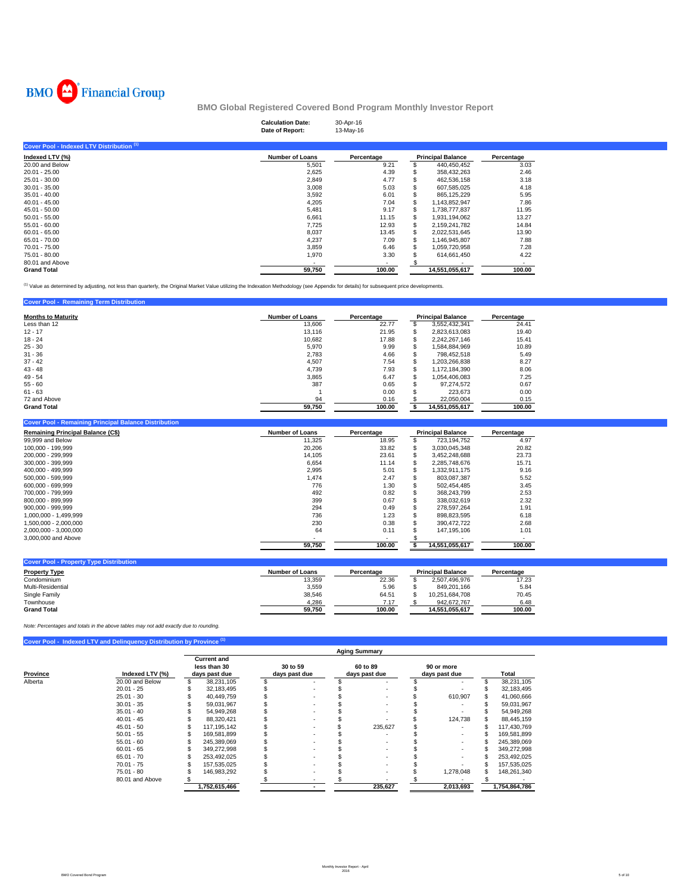BMO Financial Group

## BMO Global Registered Covered Bond Program Monthly Investor Report

**Calculation Date:** 30-Apr-16
**Date of Report:** 13-May-16

### Cover Pool - Indexed LTV Distribution [1]

| Indexed LTV (%) | Number of Loans | Percentage | Principal Balance | Percentage |
|---|---|---|---|---|
| 20.00 and Below | 5,501 | 9.21 | $ 440,450,452 | 3.03 |
| 20.01 - 25.00 | 2,625 | 4.39 | $ 358,432,263 | 2.46 |
| 25.01 - 30.00 | 2,849 | 4.77 | $ 462,536,158 | 3.18 |
| 30.01 - 35.00 | 3,008 | 5.03 | $ 607,585,025 | 4.18 |
| 35.01 - 40.00 | 3,592 | 6.01 | $ 865,125,229 | 5.95 |
| 40.01 - 45.00 | 4,205 | 7.04 | $ 1,143,852,947 | 7.86 |
| 45.01 - 50.00 | 5,481 | 9.17 | $ 1,738,777,837 | 11.95 |
| 50.01 - 55.00 | 6,661 | 11.15 | $ 1,931,194,062 | 13.27 |
| 55.01 - 60.00 | 7,725 | 12.93 | $ 2,159,241,782 | 14.84 |
| 60.01 - 65.00 | 8,037 | 13.45 | $ 2,022,531,645 | 13.90 |
| 65.01 - 70.00 | 4,237 | 7.09 | $ 1,146,945,807 | 7.88 |
| 70.01 - 75.00 | 3,859 | 6.46 | $ 1,059,720,958 | 7.28 |
| 75.01 - 80.00 | 1,970 | 3.30 | $ 614,661,450 | 4.22 |
| 80.01 and Above | - | - | $ - | - |
| **Grand Total** | **59,750** | **100.00** | **14,551,055,617** | **100.00** |

[1] Value as determined by adjusting, not less than quarterly, the Original Market Value utilizing the Indexation Methodology (see Appendix for details) for subsequent price developments.

### Cover Pool - Remaining Term Distribution

| Months to Maturity | Number of Loans | Percentage | Principal Balance | Percentage |
|---|---|---|---|---|
| Less than 12 | 13,606 | 22.77 | $ 3,552,432,341 | 24.41 |
| 12 - 17 | 13,116 | 21.95 | $ 2,823,613,083 | 19.40 |
| 18 - 24 | 10,682 | 17.88 | $ 2,242,267,146 | 15.41 |
| 25 - 30 | 5,970 | 9.99 | $ 1,584,884,969 | 10.89 |
| 31 - 36 | 2,783 | 4.66 | $ 798,452,518 | 5.49 |
| 37 - 42 | 4,507 | 7.54 | $ 1,203,266,838 | 8.27 |
| 43 - 48 | 4,739 | 7.93 | $ 1,172,184,390 | 8.06 |
| 49 - 54 | 3,865 | 6.47 | $ 1,054,406,083 | 7.25 |
| 55 - 60 | 387 | 0.65 | $ 97,274,572 | 0.67 |
| 61 - 63 | 1 | 0.00 | $ 223,673 | 0.00 |
| 72 and Above | 94 | 0.16 | $ 22,050,004 | 0.15 |
| **Grand Total** | **59,750** | **100.00** | **$ 14,551,055,617** | **100.00** |

### Cover Pool - Remaining Principal Balance Distribution

| Remaining Principal Balance (C$) | Number of Loans | Percentage | Principal Balance | Percentage |
|---|---|---|---|---|
| 99,999 and Below | 11,325 | 18.95 | $ 723,194,752 | 4.97 |
| 100,000 - 199,999 | 20,206 | 33.82 | $ 3,030,045,348 | 20.82 |
| 200,000 - 299,999 | 14,105 | 23.61 | $ 3,452,248,688 | 23.73 |
| 300,000 - 399,999 | 6,654 | 11.14 | $ 2,285,748,676 | 15.71 |
| 400,000 - 499,999 | 2,995 | 5.01 | $ 1,332,911,175 | 9.16 |
| 500,000 - 599,999 | 1,474 | 2.47 | $ 803,087,387 | 5.52 |
| 600,000 - 699,999 | 776 | 1.30 | $ 502,454,485 | 3.45 |
| 700,000 - 799,999 | 492 | 0.82 | $ 368,243,799 | 2.53 |
| 800,000 - 899,999 | 399 | 0.67 | $ 338,032,619 | 2.32 |
| 900,000 - 999,999 | 294 | 0.49 | $ 278,597,264 | 1.91 |
| 1,000,000 - 1,499,999 | 736 | 1.23 | $ 898,823,595 | 6.18 |
| 1,500,000 - 2,000,000 | 230 | 0.38 | $ 390,472,722 | 2.68 |
| 2,000,000 - 3,000,000 | 64 | 0.11 | $ 147,195,106 | 1.01 |
| 3,000,000 and Above | - | - | $ - | - |
| | **59,750** | **100.00** | **$ 14,551,055,617** | **100.00** |

### Cover Pool - Property Type Distribution

| Property Type | Number of Loans | Percentage | Principal Balance | Percentage |
|---|---|---|---|---|
| Condominium | 13,359 | 22.36 | $ 2,507,496,976 | 17.23 |
| Multi-Residential | 3,559 | 5.96 | $ 849,201,166 | 5.84 |
| Single Family | 38,546 | 64.51 | $ 10,251,684,708 | 70.45 |
| Townhouse | 4,286 | 7.17 | $ 942,672,767 | 6.48 |
| **Grand Total** | **59,750** | **100.00** | **14,551,055,617** | **100.00** |

*Note: Percentages and totals in the above tables may not add exactly due to rounding.*

### Cover Pool - Indexed LTV and Delinquency Distribution by Province [1]

| | | Aging Summary | | | | |
|---|---|---|---|---|---|---|
| **Province** | **Indexed LTV (%)** | **Current and less than 30 days past due** | **30 to 59 days past due** | **60 to 89 days past due** | **90 or more days past due** | **Total** |
| Alberta | 20.00 and Below | $ 38,231,105 | $ - | $ - | $ - | $ 38,231,105 |
| | 20.01 - 25 | $ 32,183,495 | $ - | $ - | $ - | $ 32,183,495 |
| | 25.01 - 30 | $ 40,449,759 | $ - | $ - | $ 610,907 | $ 41,060,666 |
| | 30.01 - 35 | $ 59,031,967 | $ - | $ - | $ - | $ 59,031,967 |
| | 35.01 - 40 | $ 54,949,268 | $ - | $ - | $ - | $ 54,949,268 |
| | 40.01 - 45 | $ 88,320,421 | $ - | $ - | $ 124,738 | $ 88,445,159 |
| | 45.01 - 50 | $ 117,195,142 | $ - | $ 235,627 | $ - | $ 117,430,769 |
| | 50.01 - 55 | $ 169,581,899 | $ - | $ - | $ - | $ 169,581,899 |
| | 55.01 - 60 | $ 245,389,069 | $ - | $ - | $ - | $ 245,389,069 |
| | 60.01 - 65 | $ 349,272,998 | $ - | $ - | $ - | $ 349,272,998 |
| | 65.01 - 70 | $ 253,492,025 | $ - | $ - | $ - | $ 253,492,025 |
| | 70.01 - 75 | $ 157,535,025 | $ - | $ - | $ - | $ 157,535,025 |
| | 75.01 - 80 | $ 146,983,292 | $ - | $ - | $ 1,278,048 | $ 148,261,340 |
| | 80.01 and Above | $ - | $ - | $ - | $ - | $ - |
| | | **1,752,615,466** | **-** | **235,627** | **2,013,693** | **1,754,864,786** |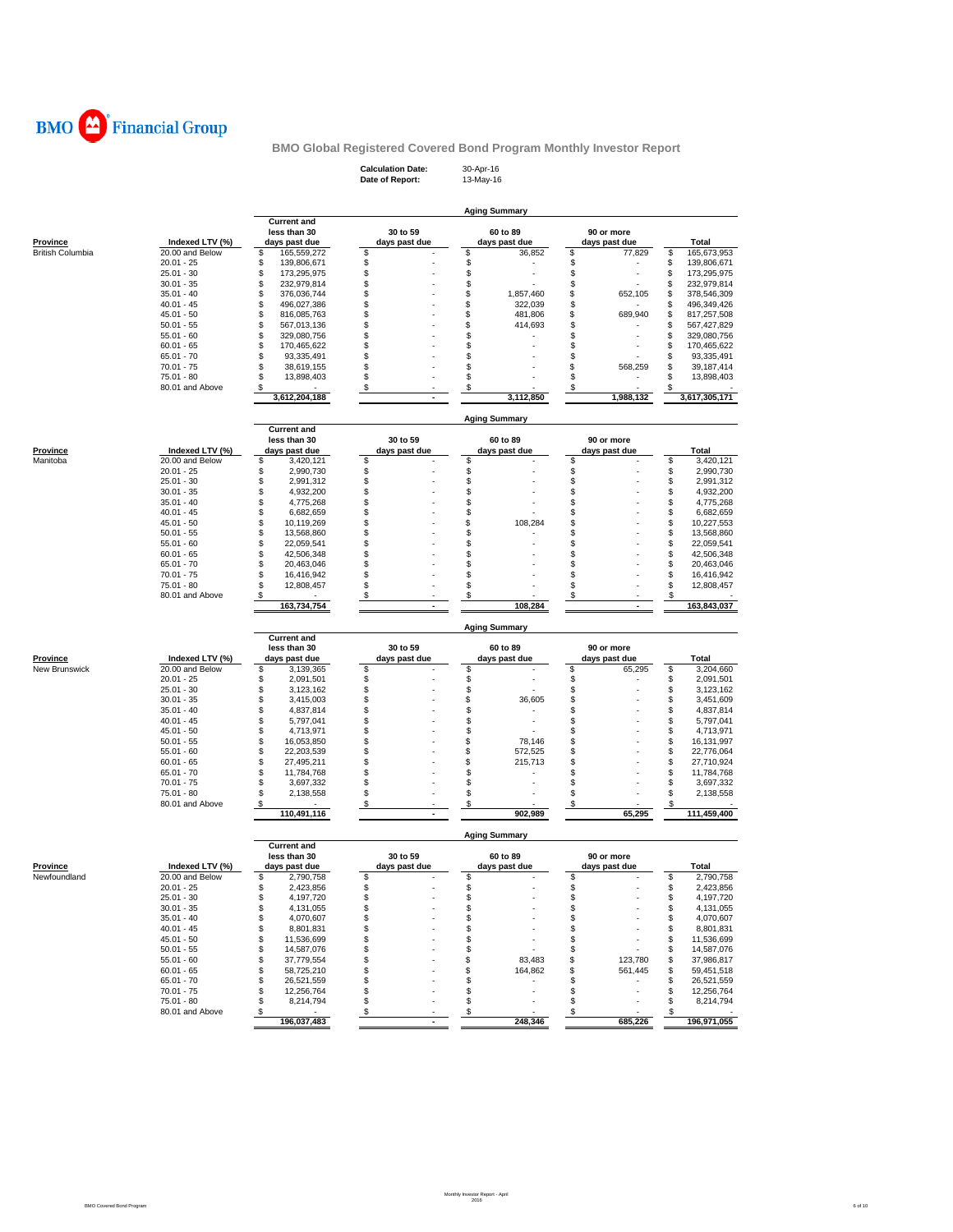BMO Financial Group

## BMO Global Registered Covered Bond Program Monthly Investor Report

**Calculation Date:** 30-Apr-16
**Date of Report:** 13-May-16

### Aging Summary

| Province | Indexed LTV (%) | Current and less than 30 days past due | 30 to 59 days past due | 60 to 89 days past due | 90 or more days past due | Total |
|---|---|---|---|---|---|---|
| British Columbia | 20.00 and Below | $ 165,559,272 | $ - | $ 36,852 | $ 77,829 | $ 165,673,953 |
| | 20.01 - 25 | $ 139,806,671 | $ - | $ - | $ - | $ 139,806,671 |
| | 25.01 - 30 | $ 173,295,975 | $ - | $ - | $ - | $ 173,295,975 |
| | 30.01 - 35 | $ 232,979,814 | $ - | $ - | $ - | $ 232,979,814 |
| | 35.01 - 40 | $ 376,036,744 | $ - | $ 1,857,460 | $ 652,105 | $ 378,546,309 |
| | 40.01 - 45 | $ 496,027,386 | $ - | $ 322,039 | $ - | $ 496,349,426 |
| | 45.01 - 50 | $ 816,085,763 | $ - | $ 481,806 | $ 689,940 | $ 817,257,508 |
| | 50.01 - 55 | $ 567,013,136 | $ - | $ 414,693 | $ - | $ 567,427,829 |
| | 55.01 - 60 | $ 329,080,756 | $ - | $ - | $ - | $ 329,080,756 |
| | 60.01 - 65 | $ 170,465,622 | $ - | $ - | $ - | $ 170,465,622 |
| | 65.01 - 70 | $ 93,335,491 | $ - | $ - | $ - | $ 93,335,491 |
| | 70.01 - 75 | $ 38,619,155 | $ - | $ - | $ 568,259 | $ 39,187,414 |
| | 75.01 - 80 | $ 13,898,403 | $ - | $ - | $ - | $ 13,898,403 |
| | 80.01 and Above | $ - | $ - | $ - | $ - | $ - |
| | | 3,612,204,188 | - | 3,112,850 | 1,988,132 | 3,617,305,171 |

### Aging Summary

| Province | Indexed LTV (%) | Current and less than 30 days past due | 30 to 59 days past due | 60 to 89 days past due | 90 or more days past due | Total |
|---|---|---|---|---|---|---|
| Manitoba | 20.00 and Below | $ 3,420,121 | $ - | $ - | $ - | $ 3,420,121 |
| | 20.01 - 25 | $ 2,990,730 | $ - | $ - | $ - | $ 2,990,730 |
| | 25.01 - 30 | $ 2,991,312 | $ - | $ - | $ - | $ 2,991,312 |
| | 30.01 - 35 | $ 4,932,200 | $ - | $ - | $ - | $ 4,932,200 |
| | 35.01 - 40 | $ 4,775,268 | $ - | $ - | $ - | $ 4,775,268 |
| | 40.01 - 45 | $ 6,682,659 | $ - | $ - | $ - | $ 6,682,659 |
| | 45.01 - 50 | $ 10,119,269 | $ - | $ 108,284 | $ - | $ 10,227,553 |
| | 50.01 - 55 | $ 13,568,860 | $ - | $ - | $ - | $ 13,568,860 |
| | 55.01 - 60 | $ 22,059,541 | $ - | $ - | $ - | $ 22,059,541 |
| | 60.01 - 65 | $ 42,506,348 | $ - | $ - | $ - | $ 42,506,348 |
| | 65.01 - 70 | $ 20,463,046 | $ - | $ - | $ - | $ 20,463,046 |
| | 70.01 - 75 | $ 16,416,942 | $ - | $ - | $ - | $ 16,416,942 |
| | 75.01 - 80 | $ 12,808,457 | $ - | $ - | $ - | $ 12,808,457 |
| | 80.01 and Above | $ - | $ - | $ - | $ - | $ - |
| | | 163,734,754 | - | 108,284 | - | 163,843,037 |

### Aging Summary

| Province | Indexed LTV (%) | Current and less than 30 days past due | 30 to 59 days past due | 60 to 89 days past due | 90 or more days past due | Total |
|---|---|---|---|---|---|---|
| New Brunswick | 20.00 and Below | $ 3,139,365 | $ - | $ - | $ 65,295 | $ 3,204,660 |
| | 20.01 - 25 | $ 2,091,501 | $ - | $ - | $ - | $ 2,091,501 |
| | 25.01 - 30 | $ 3,123,162 | $ - | $ - | $ - | $ 3,123,162 |
| | 30.01 - 35 | $ 3,415,003 | $ - | $ 36,605 | $ - | $ 3,451,609 |
| | 35.01 - 40 | $ 4,837,814 | $ - | $ - | $ - | $ 4,837,814 |
| | 40.01 - 45 | $ 5,797,041 | $ - | $ - | $ - | $ 5,797,041 |
| | 45.01 - 50 | $ 4,713,971 | $ - | $ - | $ - | $ 4,713,971 |
| | 50.01 - 55 | $ 16,053,850 | $ - | $ 78,146 | $ - | $ 16,131,997 |
| | 55.01 - 60 | $ 22,203,539 | $ - | $ 572,525 | $ - | $ 22,776,064 |
| | 60.01 - 65 | $ 27,495,211 | $ - | $ 215,713 | $ - | $ 27,710,924 |
| | 65.01 - 70 | $ 11,784,768 | $ - | $ - | $ - | $ 11,784,768 |
| | 70.01 - 75 | $ 3,697,332 | $ - | $ - | $ - | $ 3,697,332 |
| | 75.01 - 80 | $ 2,138,558 | $ - | $ - | $ - | $ 2,138,558 |
| | 80.01 and Above | $ - | $ - | $ - | $ - | $ - |
| | | 110,491,116 | - | 902,989 | 65,295 | 111,459,400 |

### Aging Summary

| Province | Indexed LTV (%) | Current and less than 30 days past due | 30 to 59 days past due | 60 to 89 days past due | 90 or more days past due | Total |
|---|---|---|---|---|---|---|
| Newfoundland | 20.00 and Below | $ 2,790,758 | $ - | $ - | $ - | $ 2,790,758 |
| | 20.01 - 25 | $ 2,423,856 | $ - | $ - | $ - | $ 2,423,856 |
| | 25.01 - 30 | $ 4,197,720 | $ - | $ - | $ - | $ 4,197,720 |
| | 30.01 - 35 | $ 4,131,055 | $ - | $ - | $ - | $ 4,131,055 |
| | 35.01 - 40 | $ 4,070,607 | $ - | $ - | $ - | $ 4,070,607 |
| | 40.01 - 45 | $ 8,801,831 | $ - | $ - | $ - | $ 8,801,831 |
| | 45.01 - 50 | $ 11,536,699 | $ - | $ - | $ - | $ 11,536,699 |
| | 50.01 - 55 | $ 14,587,076 | $ - | $ - | $ - | $ 14,587,076 |
| | 55.01 - 60 | $ 37,779,554 | $ - | $ 83,483 | $ 123,780 | $ 37,986,817 |
| | 60.01 - 65 | $ 58,725,210 | $ - | $ 164,862 | $ 561,445 | $ 59,451,518 |
| | 65.01 - 70 | $ 26,521,559 | $ - | $ - | $ - | $ 26,521,559 |
| | 70.01 - 75 | $ 12,256,764 | $ - | $ - | $ - | $ 12,256,764 |
| | 75.01 - 80 | $ 8,214,794 | $ - | $ - | $ - | $ 8,214,794 |
| | 80.01 and Above | $ - | $ - | $ - | $ - | $ - |
| | | 196,037,483 | - | 248,346 | 685,226 | 196,971,055 |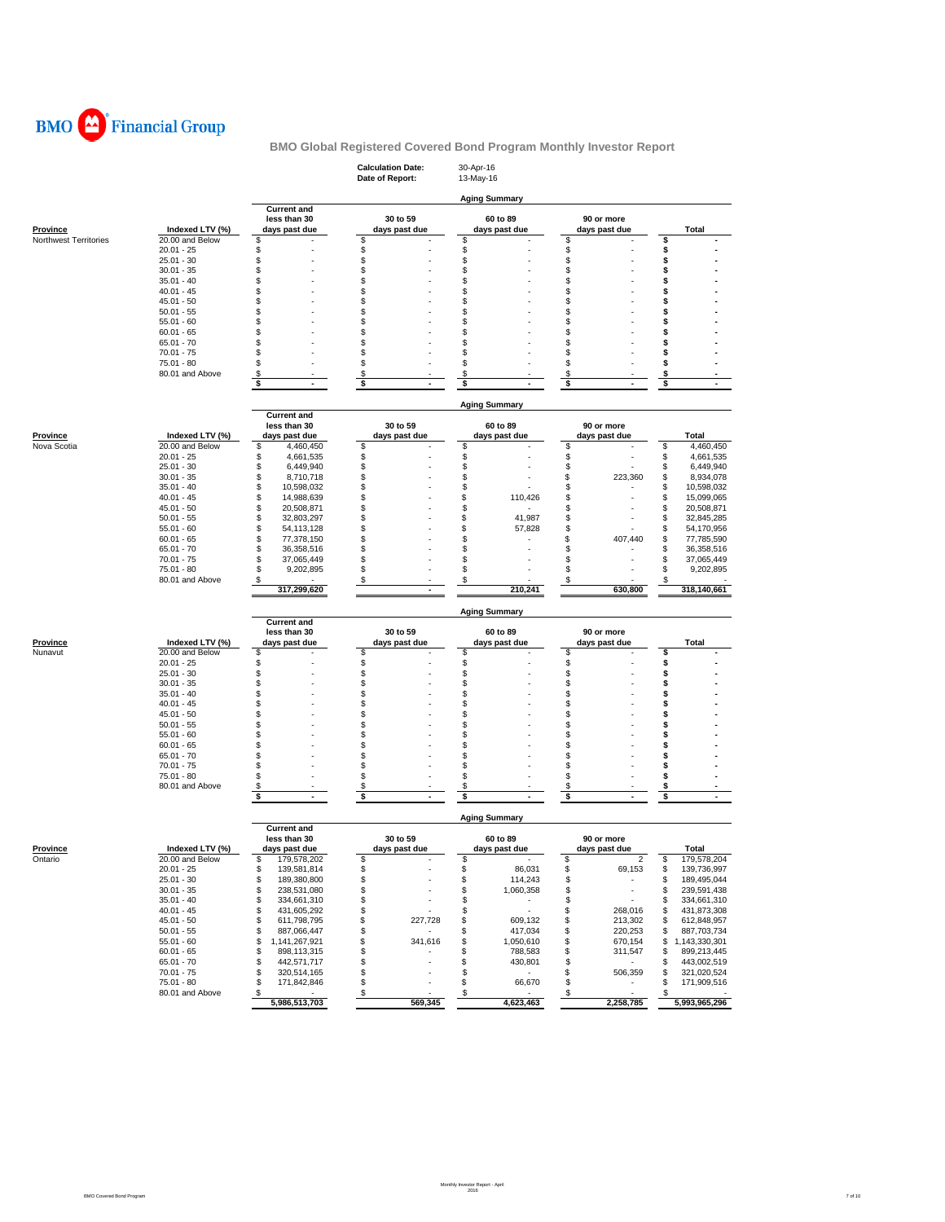BMO Financial Group

**BMO Global Registered Covered Bond Program Monthly Investor Report**

**Calculation Date:** 30-Apr-16
**Date of Report:** 13-May-16

**Aging Summary**

| Province | Indexed LTV (%) | Current and less than 30 days past due | 30 to 59 days past due | 60 to 89 days past due | 90 or more days past due | Total |
|---|---|---|---|---|---|---|
| Northwest Territories | 20.00 and Below | $ - | $ - | $ - | $ - | $ - |
| | 20.01 - 25 | $ - | $ - | $ - | $ - | $ - |
| | 25.01 - 30 | $ - | $ - | $ - | $ - | $ - |
| | 30.01 - 35 | $ - | $ - | $ - | $ - | $ - |
| | 35.01 - 40 | $ - | $ - | $ - | $ - | $ - |
| | 40.01 - 45 | $ - | $ - | $ - | $ - | $ - |
| | 45.01 - 50 | $ - | $ - | $ - | $ - | $ - |
| | 50.01 - 55 | $ - | $ - | $ - | $ - | $ - |
| | 55.01 - 60 | $ - | $ - | $ - | $ - | $ - |
| | 60.01 - 65 | $ - | $ - | $ - | $ - | $ - |
| | 65.01 - 70 | $ - | $ - | $ - | $ - | $ - |
| | 70.01 - 75 | $ - | $ - | $ - | $ - | $ - |
| | 75.01 - 80 | $ - | $ - | $ - | $ - | $ - |
| | 80.01 and Above | $ - | $ - | $ - | $ - | $ - |
| | | $ - | $ - | $ - | $ - | $ - |

**Aging Summary**

| Province | Indexed LTV (%) | Current and less than 30 days past due | 30 to 59 days past due | 60 to 89 days past due | 90 or more days past due | Total |
|---|---|---|---|---|---|---|
| Nova Scotia | 20.00 and Below | $ 4,460,450 | $ - | $ - | $ - | $ 4,460,450 |
| | 20.01 - 25 | $ 4,661,535 | $ - | $ - | $ - | $ 4,661,535 |
| | 25.01 - 30 | $ 6,449,940 | $ - | $ - | $ - | $ 6,449,940 |
| | 30.01 - 35 | $ 8,710,718 | $ - | $ - | $ 223,360 | $ 8,934,078 |
| | 35.01 - 40 | $ 10,598,032 | $ - | $ - | $ - | $ 10,598,032 |
| | 40.01 - 45 | $ 14,988,639 | $ - | $ 110,426 | $ - | $ 15,099,065 |
| | 45.01 - 50 | $ 20,508,871 | $ - | $ - | $ - | $ 20,508,871 |
| | 50.01 - 55 | $ 32,803,297 | $ - | $ 41,987 | $ - | $ 32,845,285 |
| | 55.01 - 60 | $ 54,113,128 | $ - | $ 57,828 | $ - | $ 54,170,956 |
| | 60.01 - 65 | $ 77,378,150 | $ - | $ - | $ 407,440 | $ 77,785,590 |
| | 65.01 - 70 | $ 36,358,516 | $ - | $ - | $ - | $ 36,358,516 |
| | 70.01 - 75 | $ 37,065,449 | $ - | $ - | $ - | $ 37,065,449 |
| | 75.01 - 80 | $ 9,202,895 | $ - | $ - | $ - | $ 9,202,895 |
| | 80.01 and Above | $ - | $ - | $ - | $ - | $ - |
| | | 317,299,620 | - | 210,241 | 630,800 | 318,140,661 |

**Aging Summary**

| Province | Indexed LTV (%) | Current and less than 30 days past due | 30 to 59 days past due | 60 to 89 days past due | 90 or more days past due | Total |
|---|---|---|---|---|---|---|
| Nunavut | 20.00 and Below | $ - | $ - | $ - | $ - | $ - |
| | 20.01 - 25 | $ - | $ - | $ - | $ - | $ - |
| | 25.01 - 30 | $ - | $ - | $ - | $ - | $ - |
| | 30.01 - 35 | $ - | $ - | $ - | $ - | $ - |
| | 35.01 - 40 | $ - | $ - | $ - | $ - | $ - |
| | 40.01 - 45 | $ - | $ - | $ - | $ - | $ - |
| | 45.01 - 50 | $ - | $ - | $ - | $ - | $ - |
| | 50.01 - 55 | $ - | $ - | $ - | $ - | $ - |
| | 55.01 - 60 | $ - | $ - | $ - | $ - | $ - |
| | 60.01 - 65 | $ - | $ - | $ - | $ - | $ - |
| | 65.01 - 70 | $ - | $ - | $ - | $ - | $ - |
| | 70.01 - 75 | $ - | $ - | $ - | $ - | $ - |
| | 75.01 - 80 | $ - | $ - | $ - | $ - | $ - |
| | 80.01 and Above | $ - | $ - | $ - | $ - | $ - |
| | | $ - | $ - | $ - | $ - | $ - |

**Aging Summary**

| Province | Indexed LTV (%) | Current and less than 30 days past due | 30 to 59 days past due | 60 to 89 days past due | 90 or more days past due | Total |
|---|---|---|---|---|---|---|
| Ontario | 20.00 and Below | $ 179,578,202 | $ - | $ - | $ 2 | $ 179,578,204 |
| | 20.01 - 25 | $ 139,581,814 | $ - | $ 86,031 | $ 69,153 | $ 139,736,997 |
| | 25.01 - 30 | $ 189,380,800 | $ - | $ 114,243 | $ - | $ 189,495,044 |
| | 30.01 - 35 | $ 238,531,080 | $ - | $ 1,060,358 | $ - | $ 239,591,438 |
| | 35.01 - 40 | $ 334,661,310 | $ - | $ - | $ - | $ 334,661,310 |
| | 40.01 - 45 | $ 431,605,292 | $ - | $ - | $ 268,016 | $ 431,873,308 |
| | 45.01 - 50 | $ 611,798,795 | $ 227,728 | $ 609,132 | $ 213,302 | $ 612,848,957 |
| | 50.01 - 55 | $ 887,066,447 | $ - | $ 417,034 | $ 220,253 | $ 887,703,734 |
| | 55.01 - 60 | $ 1,141,267,921 | $ 341,616 | $ 1,050,610 | $ 670,154 | $ 1,143,330,301 |
| | 60.01 - 65 | $ 898,113,315 | $ - | $ 788,583 | $ 311,547 | $ 899,213,445 |
| | 65.01 - 70 | $ 442,571,717 | $ - | $ 430,801 | $ - | $ 443,002,519 |
| | 70.01 - 75 | $ 320,514,165 | $ - | $ - | $ 506,359 | $ 321,020,524 |
| | 75.01 - 80 | $ 171,842,846 | $ - | $ 66,670 | $ - | $ 171,909,516 |
| | 80.01 and Above | $ - | $ - | $ - | $ - | $ - |
| | | 5,986,513,703 | 569,345 | 4,623,463 | 2,258,785 | 5,993,965,296 |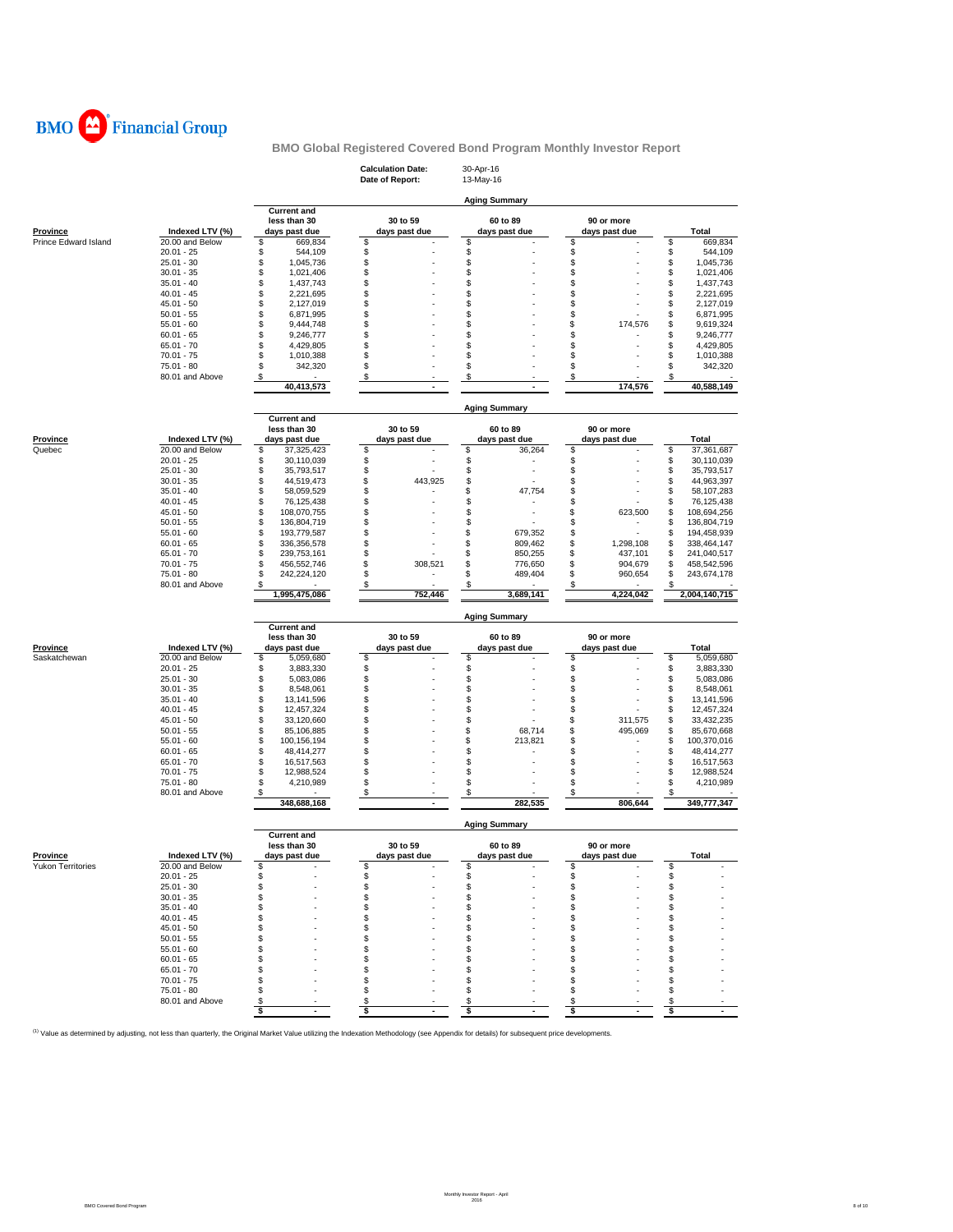BMO Financial Group

## BMO Global Registered Covered Bond Program Monthly Investor Report

**Calculation Date:** 30-Apr-16
**Date of Report:** 13-May-16

### Aging Summary

| Province | Indexed LTV (%) | Current and less than 30 days past due | 30 to 59 days past due | 60 to 89 days past due | 90 or more days past due | Total |
|---|---|---|---|---|---|---|
| Prince Edward Island | 20.00 and Below | $ 669,834 | $ - | $ - | $ - | $ 669,834 |
| | 20.01 - 25 | $ 544,109 | $ - | $ - | $ - | $ 544,109 |
| | 25.01 - 30 | $ 1,045,736 | $ - | $ - | $ - | $ 1,045,736 |
| | 30.01 - 35 | $ 1,021,406 | $ - | $ - | $ - | $ 1,021,406 |
| | 35.01 - 40 | $ 1,437,743 | $ - | $ - | $ - | $ 1,437,743 |
| | 40.01 - 45 | $ 2,221,695 | $ - | $ - | $ - | $ 2,221,695 |
| | 45.01 - 50 | $ 2,127,019 | $ - | $ - | $ - | $ 2,127,019 |
| | 50.01 - 55 | $ 6,871,995 | $ - | $ - | $ - | $ 6,871,995 |
| | 55.01 - 60 | $ 9,444,748 | $ - | $ - | $ 174,576 | $ 9,619,324 |
| | 60.01 - 65 | $ 9,246,777 | $ - | $ - | $ - | $ 9,246,777 |
| | 65.01 - 70 | $ 4,429,805 | $ - | $ - | $ - | $ 4,429,805 |
| | 70.01 - 75 | $ 1,010,388 | $ - | $ - | $ - | $ 1,010,388 |
| | 75.01 - 80 | $ 342,320 | $ - | $ - | $ - | $ 342,320 |
| | 80.01 and Above | $ - | $ - | $ - | $ - | $ - |
| | | 40,413,573 | - | - | 174,576 | 40,588,149 |

### Aging Summary

| Province | Indexed LTV (%) | Current and less than 30 days past due | 30 to 59 days past due | 60 to 89 days past due | 90 or more days past due | Total |
|---|---|---|---|---|---|---|
| Quebec | 20.00 and Below | $ 37,325,423 | $ - | $ 36,264 | $ - | $ 37,361,687 |
| | 20.01 - 25 | $ 30,110,039 | $ - | $ - | $ - | $ 30,110,039 |
| | 25.01 - 30 | $ 35,793,517 | $ - | $ - | $ - | $ 35,793,517 |
| | 30.01 - 35 | $ 44,519,473 | $ 443,925 | $ - | $ - | $ 44,963,397 |
| | 35.01 - 40 | $ 58,059,529 | $ - | $ 47,754 | $ - | $ 58,107,283 |
| | 40.01 - 45 | $ 76,125,438 | $ - | $ - | $ - | $ 76,125,438 |
| | 45.01 - 50 | $ 108,070,755 | $ - | $ - | $ 623,500 | $ 108,694,256 |
| | 50.01 - 55 | $ 136,804,719 | $ - | $ - | $ - | $ 136,804,719 |
| | 55.01 - 60 | $ 193,779,587 | $ - | $ 679,352 | $ - | $ 194,458,939 |
| | 60.01 - 65 | $ 336,356,578 | $ - | $ 809,462 | $ 1,298,108 | $ 338,464,147 |
| | 65.01 - 70 | $ 239,753,161 | $ - | $ 850,255 | $ 437,101 | $ 241,040,517 |
| | 70.01 - 75 | $ 456,552,746 | $ 308,521 | $ 776,650 | $ 904,679 | $ 458,542,596 |
| | 75.01 - 80 | $ 242,224,120 | $ - | $ 489,404 | $ 960,654 | $ 243,674,178 |
| | 80.01 and Above | $ - | $ - | $ - | $ - | $ - |
| | | 1,995,475,086 | 752,446 | 3,689,141 | 4,224,042 | 2,004,140,715 |

### Aging Summary

| Province | Indexed LTV (%) | Current and less than 30 days past due | 30 to 59 days past due | 60 to 89 days past due | 90 or more days past due | Total |
|---|---|---|---|---|---|---|
| Saskatchewan | 20.00 and Below | $ 5,059,680 | $ - | $ - | $ - | $ 5,059,680 |
| | 20.01 - 25 | $ 3,883,330 | $ - | $ - | $ - | $ 3,883,330 |
| | 25.01 - 30 | $ 5,083,086 | $ - | $ - | $ - | $ 5,083,086 |
| | 30.01 - 35 | $ 8,548,061 | $ - | $ - | $ - | $ 8,548,061 |
| | 35.01 - 40 | $ 13,141,596 | $ - | $ - | $ - | $ 13,141,596 |
| | 40.01 - 45 | $ 12,457,324 | $ - | $ - | $ - | $ 12,457,324 |
| | 45.01 - 50 | $ 33,120,660 | $ - | $ - | $ 311,575 | $ 33,432,235 |
| | 50.01 - 55 | $ 85,106,885 | $ - | $ 68,714 | $ 495,069 | $ 85,670,668 |
| | 55.01 - 60 | $ 100,156,194 | $ - | $ 213,821 | $ - | $ 100,370,016 |
| | 60.01 - 65 | $ 48,414,277 | $ - | $ - | $ - | $ 48,414,277 |
| | 65.01 - 70 | $ 16,517,563 | $ - | $ - | $ - | $ 16,517,563 |
| | 70.01 - 75 | $ 12,988,524 | $ - | $ - | $ - | $ 12,988,524 |
| | 75.01 - 80 | $ 4,210,989 | $ - | $ - | $ - | $ 4,210,989 |
| | 80.01 and Above | $ - | $ - | $ - | $ - | $ - |
| | | 348,688,168 | - | 282,535 | 806,644 | 349,777,347 |

### Aging Summary

| Province | Indexed LTV (%) | Current and less than 30 days past due | 30 to 59 days past due | 60 to 89 days past due | 90 or more days past due | Total |
|---|---|---|---|---|---|---|
| Yukon Territories | 20.00 and Below | $ - | $ - | $ - | $ - | $ - |
| | 20.01 - 25 | $ - | $ - | $ - | $ - | $ - |
| | 25.01 - 30 | $ - | $ - | $ - | $ - | $ - |
| | 30.01 - 35 | $ - | $ - | $ - | $ - | $ - |
| | 35.01 - 40 | $ - | $ - | $ - | $ - | $ - |
| | 40.01 - 45 | $ - | $ - | $ - | $ - | $ - |
| | 45.01 - 50 | $ - | $ - | $ - | $ - | $ - |
| | 50.01 - 55 | $ - | $ - | $ - | $ - | $ - |
| | 55.01 - 60 | $ - | $ - | $ - | $ - | $ - |
| | 60.01 - 65 | $ - | $ - | $ - | $ - | $ - |
| | 65.01 - 70 | $ - | $ - | $ - | $ - | $ - |
| | 70.01 - 75 | $ - | $ - | $ - | $ - | $ - |
| | 75.01 - 80 | $ - | $ - | $ - | $ - | $ - |
| | 80.01 and Above | $ - | $ - | $ - | $ - | $ - |
| | | $ - | $ - | $ - | $ - | $ - |

[1] Value as determined by adjusting, not less than quarterly, the Original Market Value utilizing the Indexation Methodology (see Appendix for details) for subsequent price developments.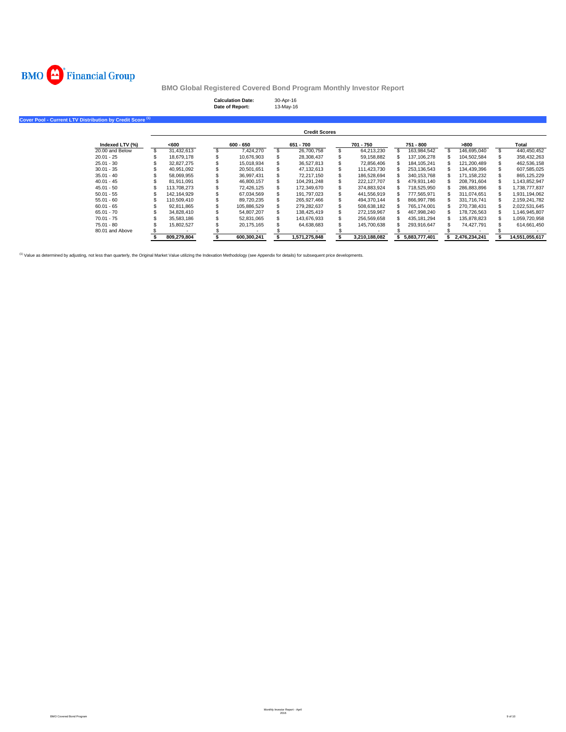BMO Financial Group

# BMO Global Registered Covered Bond Program Monthly Investor Report

**Calculation Date:** 30-Apr-16
**Date of Report:** 13-May-16

## Cover Pool - Current LTV Distribution by Credit Score [(1)]

| | Credit Scores | | | | | | |
|---|---|---|---|---|---|---|---|
| **Indexed LTV (%)** | **<600** | **600 - 650** | **651 - 700** | **701 - 750** | **751 - 800** | **>800** | **Total** |
| 20.00 and Below | $ 31,432,613 | $ 7,424,270 | $ 26,700,758 | $ 64,213,230 | $ 163,984,542 | $ 146,695,040 | $ 440,450,452 |
| 20.01 - 25 | $ 18,679,178 | $ 10,676,903 | $ 28,308,437 | $ 59,158,882 | $ 137,106,278 | $ 104,502,584 | $ 358,432,263 |
| 25.01 - 30 | $ 32,827,275 | $ 15,018,934 | $ 36,527,813 | $ 72,856,406 | $ 184,105,241 | $ 121,200,489 | $ 462,536,158 |
| 30.01 - 35 | $ 40,951,092 | $ 20,501,651 | $ 47,132,613 | $ 111,423,730 | $ 253,136,543 | $ 134,439,396 | $ 607,585,025 |
| 35.01 - 40 | $ 58,069,955 | $ 36,997,431 | $ 72,217,150 | $ 186,528,694 | $ 340,153,768 | $ 171,158,232 | $ 865,125,229 |
| 40.01 - 45 | $ 81,911,091 | $ 46,800,157 | $ 104,291,248 | $ 222,127,707 | $ 479,931,140 | $ 208,791,604 | $ 1,143,852,947 |
| 45.01 - 50 | $ 113,708,273 | $ 72,426,125 | $ 172,349,670 | $ 374,883,924 | $ 718,525,950 | $ 286,883,896 | $ 1,738,777,837 |
| 50.01 - 55 | $ 142,164,929 | $ 67,034,569 | $ 191,797,023 | $ 441,556,919 | $ 777,565,971 | $ 311,074,651 | $ 1,931,194,062 |
| 55.01 - 60 | $ 110,509,410 | $ 89,720,235 | $ 265,927,466 | $ 494,370,144 | $ 866,997,786 | $ 331,716,741 | $ 2,159,241,782 |
| 60.01 - 65 | $ 92,811,865 | $ 105,886,529 | $ 279,282,637 | $ 508,638,182 | $ 765,174,001 | $ 270,738,431 | $ 2,022,531,645 |
| 65.01 - 70 | $ 34,828,410 | $ 54,807,207 | $ 138,425,419 | $ 272,159,967 | $ 467,998,240 | $ 178,726,563 | $ 1,146,945,807 |
| 70.01 - 75 | $ 35,583,186 | $ 52,831,065 | $ 143,676,933 | $ 256,569,658 | $ 435,181,294 | $ 135,878,823 | $ 1,059,720,958 |
| 75.01 - 80 | $ 15,802,527 | $ 20,175,165 | $ 64,638,683 | $ 145,700,638 | $ 293,916,647 | $ 74,427,791 | $ 614,661,450 |
| 80.01 and Above | $ - | $ - | $ - | $ - | $ - | $ - | $ - |
| | **$ 809,279,804** | **$ 600,300,241** | **$ 1,571,275,848** | **$ 3,210,188,082** | **$ 5,883,777,401** | **$ 2,476,234,241** | **$ 14,551,055,617** |

[(1)] Value as determined by adjusting, not less than quarterly, the Original Market Value utilizing the Indexation Methodology (see Appendix for details) for subsequent price developments.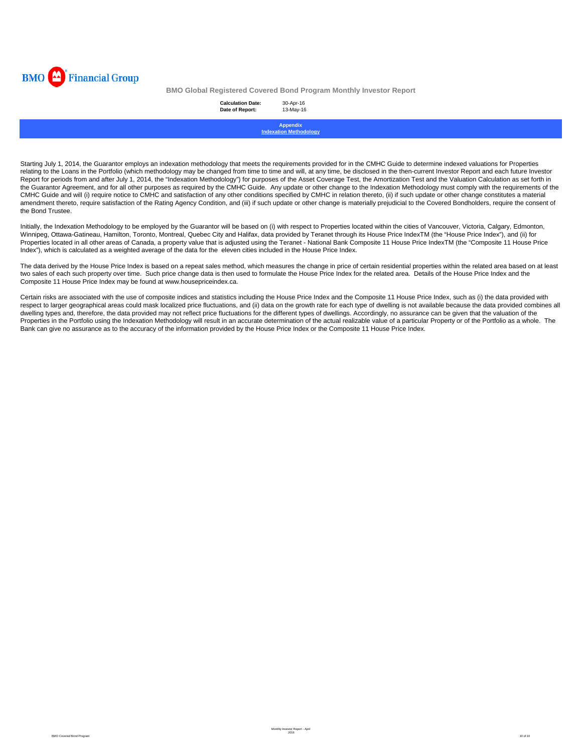BMO Financial Group

**BMO Global Registered Covered Bond Program Monthly Investor Report**

| | |
|---|---|
| **Calculation Date:** | 30-Apr-16 |
| **Date of Report:** | 13-May-16 |

## Appendix
### Indexation Methodology

Starting July 1, 2014, the Guarantor employs an indexation methodology that meets the requirements provided for in the CMHC Guide to determine indexed valuations for Properties relating to the Loans in the Portfolio (which methodology may be changed from time to time and will, at any time, be disclosed in the then-current Investor Report and each future Investor Report for periods from and after July 1, 2014, the "Indexation Methodology") for purposes of the Asset Coverage Test, the Amortization Test and the Valuation Calculation as set forth in the Guarantor Agreement, and for all other purposes as required by the CMHC Guide. Any update or other change to the Indexation Methodology must comply with the requirements of the CMHC Guide and will (i) require notice to CMHC and satisfaction of any other conditions specified by CMHC in relation thereto, (ii) if such update or other change constitutes a material amendment thereto, require satisfaction of the Rating Agency Condition, and (iii) if such update or other change is materially prejudicial to the Covered Bondholders, require the consent of the Bond Trustee.

Initially, the Indexation Methodology to be employed by the Guarantor will be based on (i) with respect to Properties located within the cities of Vancouver, Victoria, Calgary, Edmonton, Winnipeg, Ottawa-Gatineau, Hamilton, Toronto, Montreal, Quebec City and Halifax, data provided by Teranet through its House Price IndexTM (the "House Price Index"), and (ii) for Properties located in all other areas of Canada, a property value that is adjusted using the Teranet - National Bank Composite 11 House Price IndexTM (the "Composite 11 House Price Index"), which is calculated as a weighted average of the data for the eleven cities included in the House Price Index.

The data derived by the House Price Index is based on a repeat sales method, which measures the change in price of certain residential properties within the related area based on at least two sales of each such property over time. Such price change data is then used to formulate the House Price Index for the related area. Details of the House Price Index and the Composite 11 House Price Index may be found at www.housepriceindex.ca.

Certain risks are associated with the use of composite indices and statistics including the House Price Index and the Composite 11 House Price Index, such as (i) the data provided with respect to larger geographical areas could mask localized price fluctuations, and (ii) data on the growth rate for each type of dwelling is not available because the data provided combines all dwelling types and, therefore, the data provided may not reflect price fluctuations for the different types of dwellings. Accordingly, no assurance can be given that the valuation of the Properties in the Portfolio using the Indexation Methodology will result in an accurate determination of the actual realizable value of a particular Property or of the Portfolio as a whole. The Bank can give no assurance as to the accuracy of the information provided by the House Price Index or the Composite 11 House Price Index.